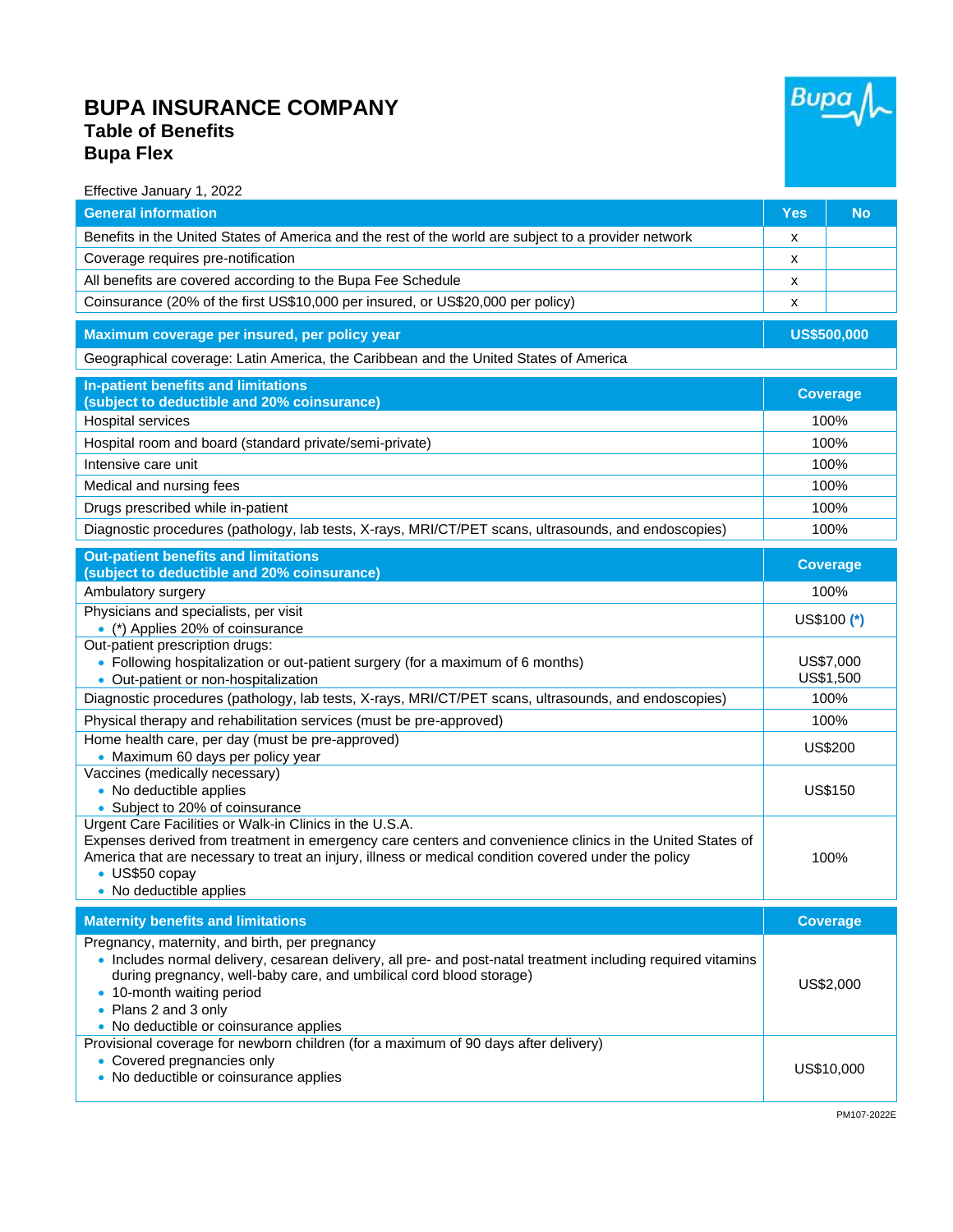# BUPA INSURANCE COMPANY

## Table of Benefits

## Bupa Flex

Effective January 1, 2022

| General information | Yes | No |
|---|---|---|
| Benefits in the United States of America and the rest of the world are subject to a provider network | x | |
| Coverage requires pre-notification | x | |
| All benefits are covered according to the Bupa Fee Schedule | x | |
| Coinsurance (20% of the first US$10,000 per insured, or US$20,000 per policy) | x | |

| Maximum coverage per insured, per policy year | US$500,000 |
|---|---|
| Geographical coverage: Latin America, the Caribbean and the United States of America | |

| In-patient benefits and limitations (subject to deductible and 20% coinsurance) | Coverage |
|---|---|
| Hospital services | 100% |
| Hospital room and board (standard private/semi-private) | 100% |
| Intensive care unit | 100% |
| Medical and nursing fees | 100% |
| Drugs prescribed while in-patient | 100% |
| Diagnostic procedures (pathology, lab tests, X-rays, MRI/CT/PET scans, ultrasounds, and endoscopies) | 100% |

| Out-patient benefits and limitations (subject to deductible and 20% coinsurance) | Coverage |
|---|---|
| Ambulatory surgery | 100% |
| Physicians and specialists, per visit<br>• (*) Applies 20% of coinsurance | US$100 (*) |
| Out-patient prescription drugs:<br>• Following hospitalization or out-patient surgery (for a maximum of 6 months)<br>• Out-patient or non-hospitalization | <br>US$7,000<br>US$1,500 |
| Diagnostic procedures (pathology, lab tests, X-rays, MRI/CT/PET scans, ultrasounds, and endoscopies) | 100% |
| Physical therapy and rehabilitation services (must be pre-approved) | 100% |
| Home health care, per day (must be pre-approved)<br>• Maximum 60 days per policy year | US$200 |
| Vaccines (medically necessary)<br>• No deductible applies<br>• Subject to 20% of coinsurance | US$150 |
| Urgent Care Facilities or Walk-in Clinics in the U.S.A.<br>Expenses derived from treatment in emergency care centers and convenience clinics in the United States of America that are necessary to treat an injury, illness or medical condition covered under the policy<br>• US$50 copay<br>• No deductible applies | 100% |

| Maternity benefits and limitations | Coverage |
|---|---|
| Pregnancy, maternity, and birth, per pregnancy<br>• Includes normal delivery, cesarean delivery, all pre- and post-natal treatment including required vitamins during pregnancy, well-baby care, and umbilical cord blood storage)<br>• 10-month waiting period<br>• Plans 2 and 3 only<br>• No deductible or coinsurance applies | US$2,000 |
| Provisional coverage for newborn children (for a maximum of 90 days after delivery)<br>• Covered pregnancies only<br>• No deductible or coinsurance applies | US$10,000 |

PM107-2022E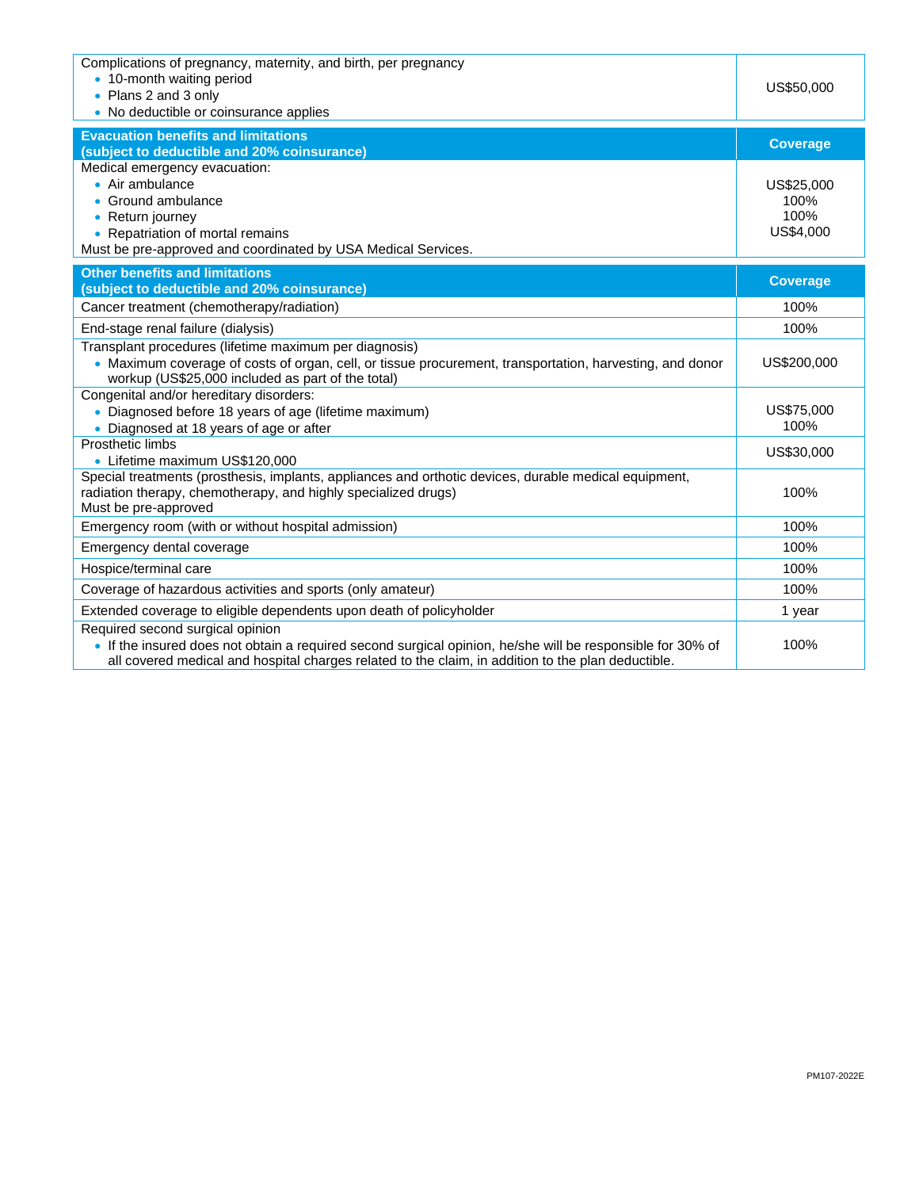| | |
|---|---|
| Complications of pregnancy, maternity, and birth, per pregnancy<br>• 10-month waiting period<br>• Plans 2 and 3 only<br>• No deductible or coinsurance applies | US$50,000 |

| **Evacuation benefits and limitations (subject to deductible and 20% coinsurance)** | **Coverage** |
|---|---|
| Medical emergency evacuation:<br>• Air ambulance<br>• Ground ambulance<br>• Return journey<br>• Repatriation of mortal remains<br>Must be pre-approved and coordinated by USA Medical Services. | US$25,000<br>100%<br>100%<br>US$4,000 |

| **Other benefits and limitations (subject to deductible and 20% coinsurance)** | **Coverage** |
|---|---|
| Cancer treatment (chemotherapy/radiation) | 100% |
| End-stage renal failure (dialysis) | 100% |
| Transplant procedures (lifetime maximum per diagnosis)<br>• Maximum coverage of costs of organ, cell, or tissue procurement, transportation, harvesting, and donor workup (US$25,000 included as part of the total) | US$200,000 |
| Congenital and/or hereditary disorders:<br>• Diagnosed before 18 years of age (lifetime maximum)<br>• Diagnosed at 18 years of age or after | US$75,000<br>100% |
| Prosthetic limbs<br>• Lifetime maximum US$120,000 | US$30,000 |
| Special treatments (prosthesis, implants, appliances and orthotic devices, durable medical equipment, radiation therapy, chemotherapy, and highly specialized drugs)<br>Must be pre-approved | 100% |
| Emergency room (with or without hospital admission) | 100% |
| Emergency dental coverage | 100% |
| Hospice/terminal care | 100% |
| Coverage of hazardous activities and sports (only amateur) | 100% |
| Extended coverage to eligible dependents upon death of policyholder | 1 year |
| Required second surgical opinion<br>• If the insured does not obtain a required second surgical opinion, he/she will be responsible for 30% of all covered medical and hospital charges related to the claim, in addition to the plan deductible. | 100% |

PM107-2022E